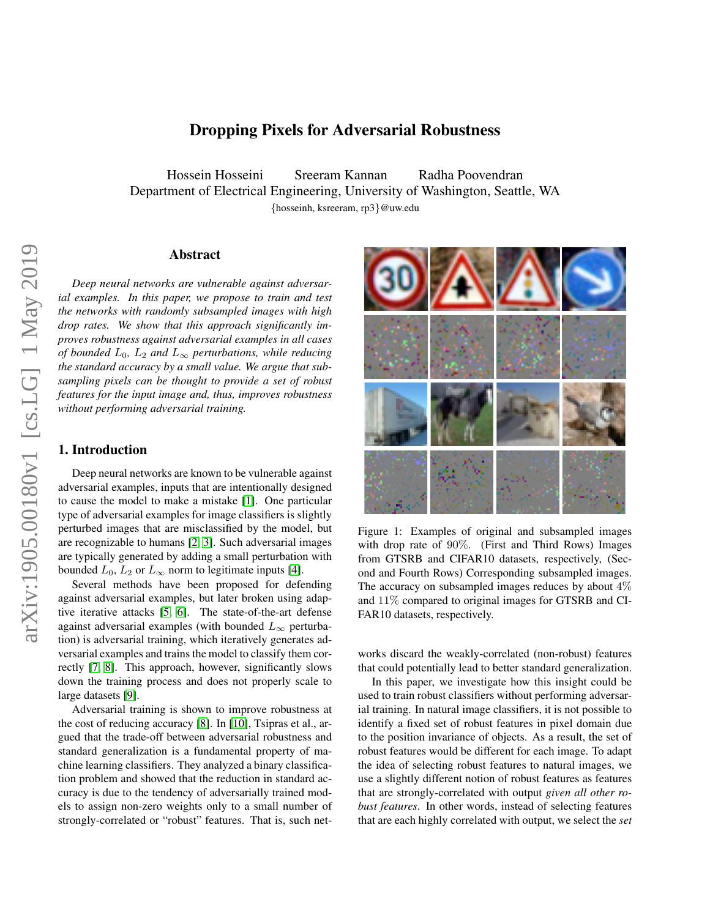# Dropping Pixels for Adversarial Robustness

Hossein Hosseini Sreeram Kannan Radha Poovendran

Department of Electrical Engineering, University of Washington, Seattle, WA

{hosseinh, ksreeram, rp3}@uw.edu

## Abstract

*Deep neural networks are vulnerable against adversarial examples. In this paper, we propose to train and test the networks with randomly subsampled images with high drop rates. We show that this approach significantly improves robustness against adversarial examples in all cases of bounded $L_0$, $L_2$ and $L_\infty$ perturbations, while reducing the standard accuracy by a small value. We argue that subsampling pixels can be thought to provide a set of robust features for the input image and, thus, improves robustness without performing adversarial training.*

## 1. Introduction

Deep neural networks are known to be vulnerable against adversarial examples, inputs that are intentionally designed to cause the model to make a mistake [1]. One particular type of adversarial examples for image classifiers is slightly perturbed images that are misclassified by the model, but are recognizable to humans [2, 3]. Such adversarial images are typically generated by adding a small perturbation with bounded $L_0$, $L_2$ or $L_\infty$ norm to legitimate inputs [4].

Several methods have been proposed for defending against adversarial examples, but later broken using adaptive iterative attacks [5, 6]. The state-of-the-art defense against adversarial examples (with bounded $L_\infty$ perturbation) is adversarial training, which iteratively generates adversarial examples and trains the model to classify them correctly [7, 8]. This approach, however, significantly slows down the training process and does not properly scale to large datasets [9].

Adversarial training is shown to improve robustness at the cost of reducing accuracy [8]. In [10], Tsipras et al., argued that the trade-off between adversarial robustness and standard generalization is a fundamental property of machine learning classifiers. They analyzed a binary classification problem and showed that the reduction in standard accuracy is due to the tendency of adversarially trained models to assign non-zero weights only to a small number of strongly-correlated or "robust" features. That is, such networks discard the weakly-correlated (non-robust) features that could potentially lead to better standard generalization.

Figure 1: Examples of original and subsampled images with drop rate of $90\%$. (First and Third Rows) Images from GTSRB and CIFAR10 datasets, respectively, (Second and Fourth Rows) Corresponding subsampled images. The accuracy on subsampled images reduces by about $4\%$ and $11\%$ compared to original images for GTSRB and CIFAR10 datasets, respectively.

In this paper, we investigate how this insight could be used to train robust classifiers without performing adversarial training. In natural image classifiers, it is not possible to identify a fixed set of robust features in pixel domain due to the position invariance of objects. As a result, the set of robust features would be different for each image. To adapt the idea of selecting robust features to natural images, we use a slightly different notion of robust features as features that are strongly-correlated with output *given all other robust features*. In other words, instead of selecting features that are each highly correlated with output, we select the *set*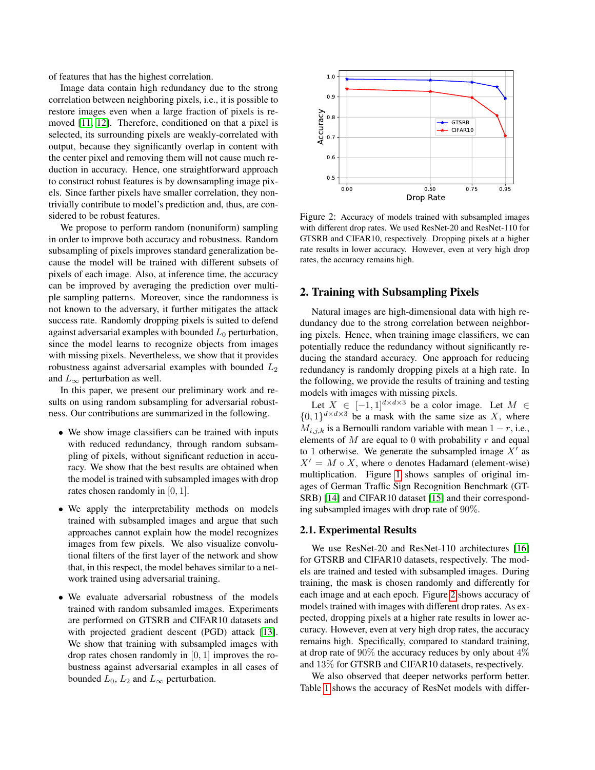of features that has the highest correlation.

Image data contain high redundancy due to the strong correlation between neighboring pixels, i.e., it is possible to restore images even when a large fraction of pixels is removed [11, 12]. Therefore, conditioned on that a pixel is selected, its surrounding pixels are weakly-correlated with output, because they significantly overlap in content with the center pixel and removing them will not cause much reduction in accuracy. Hence, one straightforward approach to construct robust features is by downsampling image pixels. Since farther pixels have smaller correlation, they nontrivially contribute to model's prediction and, thus, are considered to be robust features.

We propose to perform random (nonuniform) sampling in order to improve both accuracy and robustness. Random subsampling of pixels improves standard generalization because the model will be trained with different subsets of pixels of each image. Also, at inference time, the accuracy can be improved by averaging the prediction over multiple sampling patterns. Moreover, since the randomness is not known to the adversary, it further mitigates the attack success rate. Randomly dropping pixels is suited to defend against adversarial examples with bounded $L_0$ perturbation, since the model learns to recognize objects from images with missing pixels. Nevertheless, we show that it provides robustness against adversarial examples with bounded $L_2$ and $L_\infty$ perturbation as well.

In this paper, we present our preliminary work and results on using random subsampling for adversarial robustness. Our contributions are summarized in the following.

- We show image classifiers can be trained with inputs with reduced redundancy, through random subsampling of pixels, without significant reduction in accuracy. We show that the best results are obtained when the model is trained with subsampled images with drop rates chosen randomly in $[0, 1]$.
- We apply the interpretability methods on models trained with subsampled images and argue that such approaches cannot explain how the model recognizes images from few pixels. We also visualize convolutional filters of the first layer of the network and show that, in this respect, the model behaves similar to a network trained using adversarial training.
- We evaluate adversarial robustness of the models trained with random subsamled images. Experiments are performed on GTSRB and CIFAR10 datasets and with projected gradient descent (PGD) attack [13]. We show that training with subsampled images with drop rates chosen randomly in $[0, 1]$ improves the robustness against adversarial examples in all cases of bounded $L_0$, $L_2$ and $L_\infty$ perturbation.

Figure 2: Accuracy of models trained with subsampled images with different drop rates. We used ResNet-20 and ResNet-110 for GTSRB and CIFAR10, respectively. Dropping pixels at a higher rate results in lower accuracy. However, even at very high drop rates, the accuracy remains high.

## 2. Training with Subsampling Pixels

Natural images are high-dimensional data with high redundancy due to the strong correlation between neighboring pixels. Hence, when training image classifiers, we can potentially reduce the redundancy without significantly reducing the standard accuracy. One approach for reducing redundancy is randomly dropping pixels at a high rate. In the following, we provide the results of training and testing models with images with missing pixels.

Let $X \in [-1, 1]^{d \times d \times 3}$ be a color image. Let $M \in \{0, 1\}^{d \times d \times 3}$ be a mask with the same size as $X$, where $M_{i,j,k}$ is a Bernoulli random variable with mean $1 - r$, i.e., elements of $M$ are equal to $0$ with probability $r$ and equal to $1$ otherwise. We generate the subsampled image $X'$ as $X' = M \circ X$, where $\circ$ denotes Hadamard (element-wise) multiplication. Figure 1 shows samples of original images of German Traffic Sign Recognition Benchmark (GTSRB) [14] and CIFAR10 dataset [15] and their corresponding subsampled images with drop rate of $90\%$.

### 2.1. Experimental Results

We use ResNet-20 and ResNet-110 architectures [16] for GTSRB and CIFAR10 datasets, respectively. The models are trained and tested with subsampled images. During training, the mask is chosen randomly and differently for each image and at each epoch. Figure 2 shows accuracy of models trained with images with different drop rates. As expected, dropping pixels at a higher rate results in lower accuracy. However, even at very high drop rates, the accuracy remains high. Specifically, compared to standard training, at drop rate of $90\%$ the accuracy reduces by only about $4\%$ and $13\%$ for GTSRB and CIFAR10 datasets, respectively.

We also observed that deeper networks perform better. Table 1 shows the accuracy of ResNet models with differ-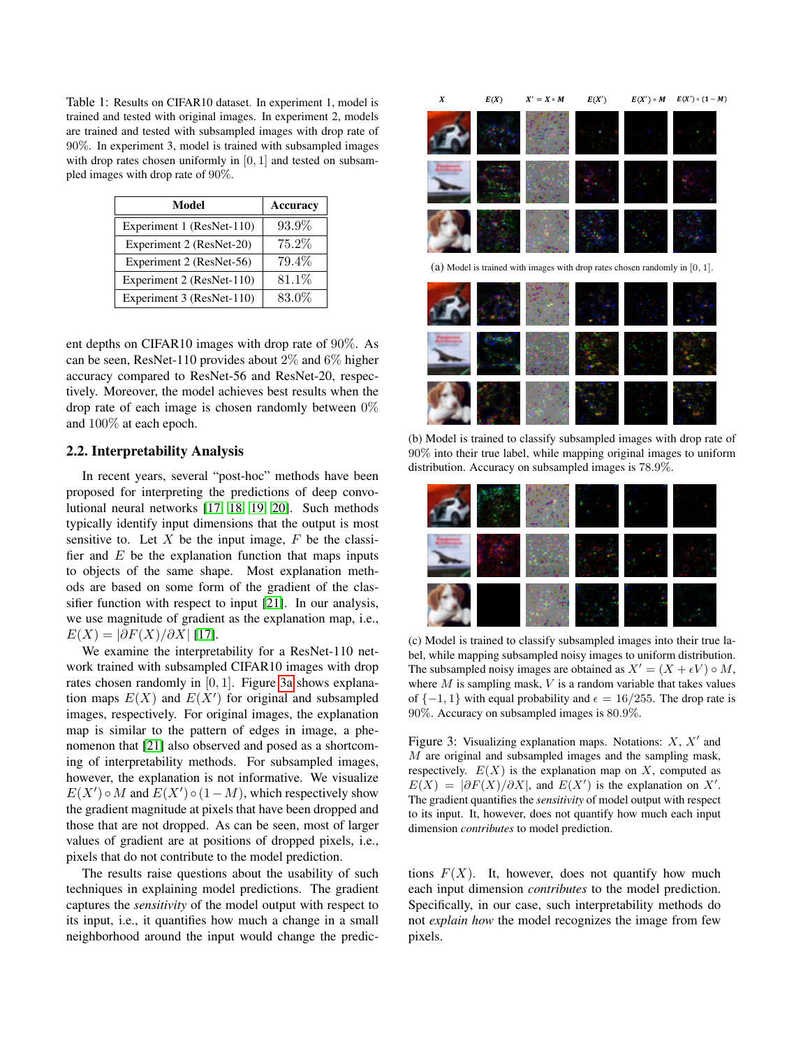Table 1: Results on CIFAR10 dataset. In experiment 1, model is trained and tested with original images. In experiment 2, models are trained and tested with subsampled images with drop rate of 90%. In experiment 3, model is trained with subsampled images with drop rates chosen uniformly in $[0, 1]$ and tested on subsampled images with drop rate of 90%.

| Model | Accuracy |
|---|---|
| Experiment 1 (ResNet-110) | 93.9% |
| Experiment 2 (ResNet-20) | 75.2% |
| Experiment 2 (ResNet-56) | 79.4% |
| Experiment 2 (ResNet-110) | 81.1% |
| Experiment 3 (ResNet-110) | 83.0% |

ent depths on CIFAR10 images with drop rate of 90%. As can be seen, ResNet-110 provides about 2% and 6% higher accuracy compared to ResNet-56 and ResNet-20, respectively. Moreover, the model achieves best results when the drop rate of each image is chosen randomly between 0% and 100% at each epoch.

## 2.2. Interpretability Analysis

In recent years, several "post-hoc" methods have been proposed for interpreting the predictions of deep convolutional neural networks [17, 18, 19, 20]. Such methods typically identify input dimensions that the output is most sensitive to. Let $X$ be the input image, $F$ be the classifier and $E$ be the explanation function that maps inputs to objects of the same shape. Most explanation methods are based on some form of the gradient of the classifier function with respect to input [21]. In our analysis, we use magnitude of gradient as the explanation map, i.e., $E(X) = |\partial F(X)/\partial X|$ [17].

We examine the interpretability for a ResNet-110 network trained with subsampled CIFAR10 images with drop rates chosen randomly in $[0, 1]$. Figure 3a shows explanation maps $E(X)$ and $E(X')$ for original and subsampled images, respectively. For original images, the explanation map is similar to the pattern of edges in image, a phenomenon that [21] also observed and posed as a shortcoming of interpretability methods. For subsampled images, however, the explanation is not informative. We visualize $E(X') \circ M$ and $E(X') \circ (1 - M)$, which respectively show the gradient magnitude at pixels that have been dropped and those that are not dropped. As can be seen, most of larger values of gradient are at positions of dropped pixels, i.e., pixels that do not contribute to the model prediction.

The results raise questions about the usability of such techniques in explaining model predictions. The gradient captures the *sensitivity* of the model output with respect to its input, i.e., it quantifies how much a change in a small neighborhood around the input would change the predictions $F(X)$. It, however, does not quantify how much each input dimension *contributes* to the model prediction. Specifically, in our case, such interpretability methods do not *explain how* the model recognizes the image from few pixels.

(a) Model is trained with images with drop rates chosen randomly in $[0, 1]$.

(b) Model is trained to classify subsampled images with drop rate of 90% into their true label, while mapping original images to uniform distribution. Accuracy on subsampled images is 78.9%.

(c) Model is trained to classify subsampled images into their true label, while mapping subsampled noisy images to uniform distribution. The subsampled noisy images are obtained as $X' = (X + \epsilon V) \circ M$, where $M$ is sampling mask, $V$ is a random variable that takes values of $\{-1, 1\}$ with equal probability and $\epsilon = 16/255$. The drop rate is 90%. Accuracy on subsampled images is 80.9%.

Figure 3: Visualizing explanation maps. Notations: $X$, $X'$ and $M$ are original and subsampled images and the sampling mask, respectively. $E(X)$ is the explanation map on $X$, computed as $E(X) = |\partial F(X)/\partial X|$, and $E(X')$ is the explanation on $X'$. The gradient quantifies the *sensitivity* of model output with respect to its input. It, however, does not quantify how much each input dimension *contributes* to model prediction.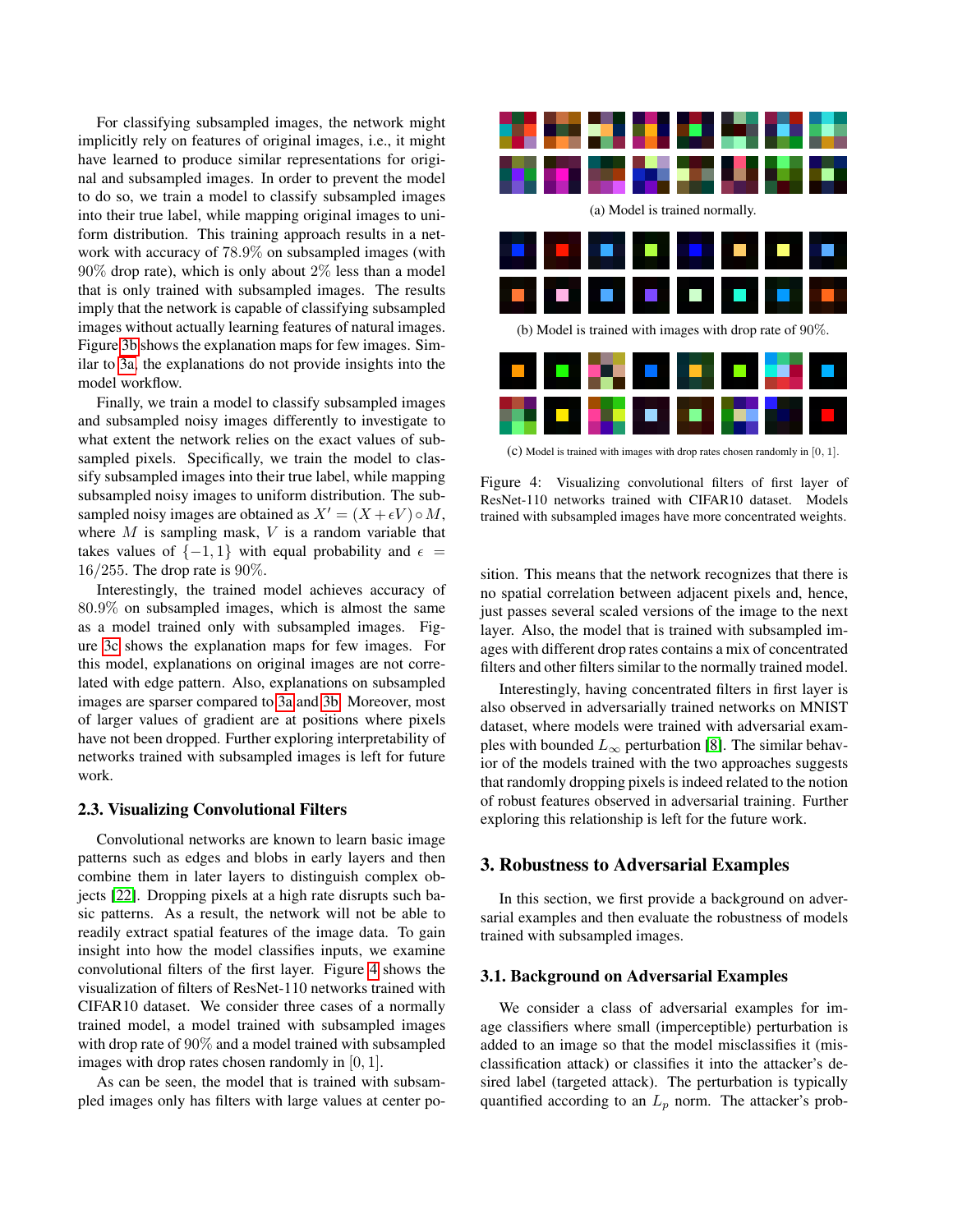For classifying subsampled images, the network might implicitly rely on features of original images, i.e., it might have learned to produce similar representations for original and subsampled images. In order to prevent the model to do so, we train a model to classify subsampled images into their true label, while mapping original images to uniform distribution. This training approach results in a network with accuracy of $78.9\%$ on subsampled images (with $90\%$ drop rate), which is only about $2\%$ less than a model that is only trained with subsampled images. The results imply that the network is capable of classifying subsampled images without actually learning features of natural images. Figure 3b shows the explanation maps for few images. Similar to 3a, the explanations do not provide insights into the model workflow.

Finally, we train a model to classify subsampled images and subsampled noisy images differently to investigate to what extent the network relies on the exact values of subsampled pixels. Specifically, we train the model to classify subsampled images into their true label, while mapping subsampled noisy images to uniform distribution. The subsampled noisy images are obtained as $X' = (X + \epsilon V) \circ M$, where $M$ is sampling mask, $V$ is a random variable that takes values of $\{-1, 1\}$ with equal probability and $\epsilon = 16/255$. The drop rate is $90\%$.

Interestingly, the trained model achieves accuracy of $80.9\%$ on subsampled images, which is almost the same as a model trained only with subsampled images. Figure 3c shows the explanation maps for few images. For this model, explanations on original images are not correlated with edge pattern. Also, explanations on subsampled images are sparser compared to 3a and 3b. Moreover, most of larger values of gradient are at positions where pixels have not been dropped. Further exploring interpretability of networks trained with subsampled images is left for future work.

### 2.3. Visualizing Convolutional Filters

Convolutional networks are known to learn basic image patterns such as edges and blobs in early layers and then combine them in later layers to distinguish complex objects [22]. Dropping pixels at a high rate disrupts such basic patterns. As a result, the network will not be able to readily extract spatial features of the image data. To gain insight into how the model classifies inputs, we examine convolutional filters of the first layer. Figure 4 shows the visualization of filters of ResNet-110 networks trained with CIFAR10 dataset. We consider three cases of a normally trained model, a model trained with subsampled images with drop rate of $90\%$ and a model trained with subsampled images with drop rates chosen randomly in $[0, 1]$.

As can be seen, the model that is trained with subsampled images only has filters with large values at center position. This means that the network recognizes that there is no spatial correlation between adjacent pixels and, hence, just passes several scaled versions of the image to the next layer. Also, the model that is trained with subsampled images with different drop rates contains a mix of concentrated filters and other filters similar to the normally trained model.

(a) Model is trained normally.

(b) Model is trained with images with drop rate of 90%.

(c) Model is trained with images with drop rates chosen randomly in $[0, 1]$.

Figure 4: Visualizing convolutional filters of first layer of ResNet-110 networks trained with CIFAR10 dataset. Models trained with subsampled images have more concentrated weights.

Interestingly, having concentrated filters in first layer is also observed in adversarially trained networks on MNIST dataset, where models were trained with adversarial examples with bounded $L_\infty$ perturbation [8]. The similar behavior of the models trained with the two approaches suggests that randomly dropping pixels is indeed related to the notion of robust features observed in adversarial training. Further exploring this relationship is left for the future work.

## 3. Robustness to Adversarial Examples

In this section, we first provide a background on adversarial examples and then evaluate the robustness of models trained with subsampled images.

### 3.1. Background on Adversarial Examples

We consider a class of adversarial examples for image classifiers where small (imperceptible) perturbation is added to an image so that the model misclassifies it (misclassification attack) or classifies it into the attacker's desired label (targeted attack). The perturbation is typically quantified according to an $L_p$ norm. The attacker's prob-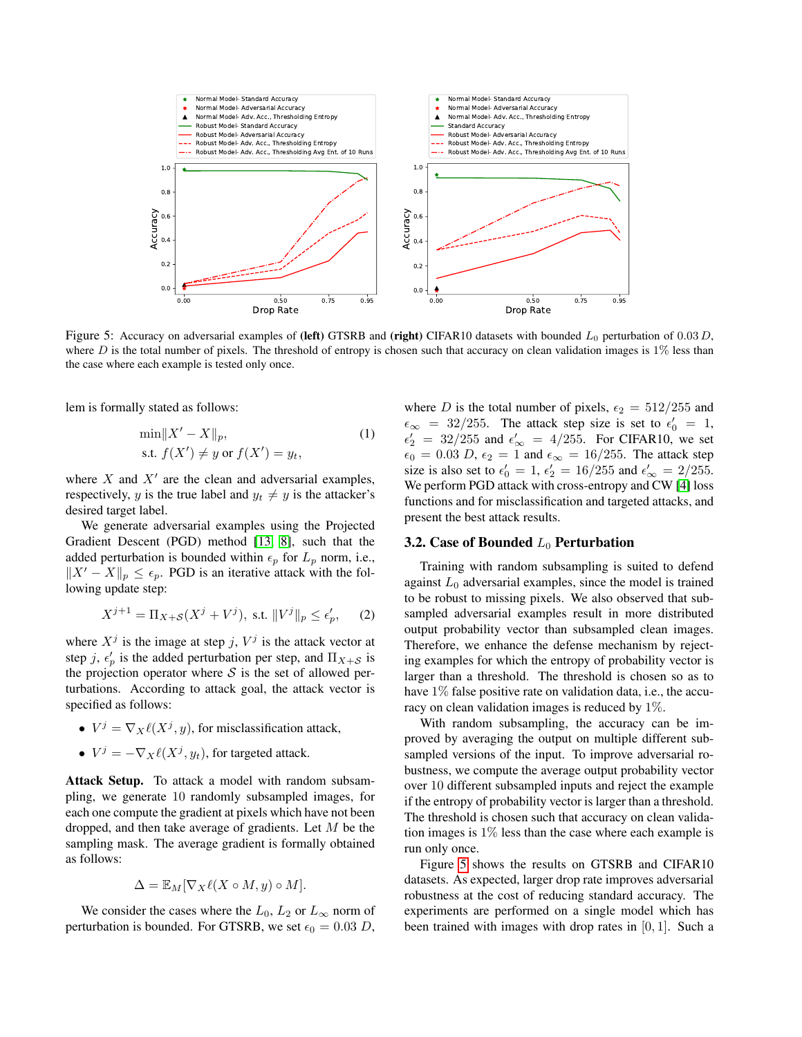Figure 5: Accuracy on adversarial examples of **(left)** GTSRB and **(right)** CIFAR10 datasets with bounded $L_0$ perturbation of $0.03\,D$, where $D$ is the total number of pixels. The threshold of entropy is chosen such that accuracy on clean validation images is 1% less than the case where each example is tested only once.

lem is formally stated as follows:

$$\min \|X' - X\|_p, \quad \text{s.t. } f(X') \neq y \text{ or } f(X') = y_t, \tag{1}$$

where $X$ and $X'$ are the clean and adversarial examples, respectively, $y$ is the true label and $y_t \neq y$ is the attacker's desired target label.

We generate adversarial examples using the Projected Gradient Descent (PGD) method [13, 8], such that the added perturbation is bounded within $\epsilon_p$ for $L_p$ norm, i.e., $\|X' - X\|_p \leq \epsilon_p$. PGD is an iterative attack with the following update step:

$$X^{j+1} = \Pi_{X+\mathcal{S}}(X^j + V^j), \text{ s.t. } \|V^j\|_p \leq \epsilon'_p, \tag{2}$$

where $X^j$ is the image at step $j$, $V^j$ is the attack vector at step $j$, $\epsilon'_p$ is the added perturbation per step, and $\Pi_{X+\mathcal{S}}$ is the projection operator where $\mathcal{S}$ is the set of allowed perturbations. According to attack goal, the attack vector is specified as follows:

- $V^j = \nabla_X \ell(X^j, y)$, for misclassification attack,
- $V^j = -\nabla_X \ell(X^j, y_t)$, for targeted attack.

**Attack Setup.** To attack a model with random subsampling, we generate 10 randomly subsampled images, for each one compute the gradient at pixels which have not been dropped, and then take average of gradients. Let $M$ be the sampling mask. The average gradient is formally obtained as follows:

$$\Delta = \mathbb{E}_M[\nabla_X \ell(X \circ M, y) \circ M].$$

We consider the cases where the $L_0$, $L_2$ or $L_\infty$ norm of perturbation is bounded. For GTSRB, we set $\epsilon_0 = 0.03\,D$, where $D$ is the total number of pixels, $\epsilon_2 = 512/255$ and $\epsilon_\infty = 32/255$. The attack step size is set to $\epsilon'_0 = 1$, $\epsilon'_2 = 32/255$ and $\epsilon'_\infty = 4/255$. For CIFAR10, we set $\epsilon_0 = 0.03\,D$, $\epsilon_2 = 1$ and $\epsilon_\infty = 16/255$. The attack step size is also set to $\epsilon'_0 = 1$, $\epsilon'_2 = 16/255$ and $\epsilon'_\infty = 2/255$. We perform PGD attack with cross-entropy and CW [4] loss functions and for misclassification and targeted attacks, and present the best attack results.

### 3.2. Case of Bounded $L_0$ Perturbation

Training with random subsampling is suited to defend against $L_0$ adversarial examples, since the model is trained to be robust to missing pixels. We also observed that subsampled adversarial examples result in more distributed output probability vector than subsampled clean images. Therefore, we enhance the defense mechanism by rejecting examples for which the entropy of probability vector is larger than a threshold. The threshold is chosen so as to have 1% false positive rate on validation data, i.e., the accuracy on clean validation images is reduced by 1%.

With random subsampling, the accuracy can be improved by averaging the output on multiple different subsampled versions of the input. To improve adversarial robustness, we compute the average output probability vector over 10 different subsampled inputs and reject the example if the entropy of probability vector is larger than a threshold. The threshold is chosen such that accuracy on clean validation images is 1% less than the case where each example is run only once.

Figure 5 shows the results on GTSRB and CIFAR10 datasets. As expected, larger drop rate improves adversarial robustness at the cost of reducing standard accuracy. The experiments are performed on a single model which has been trained with images with drop rates in $[0, 1]$. Such a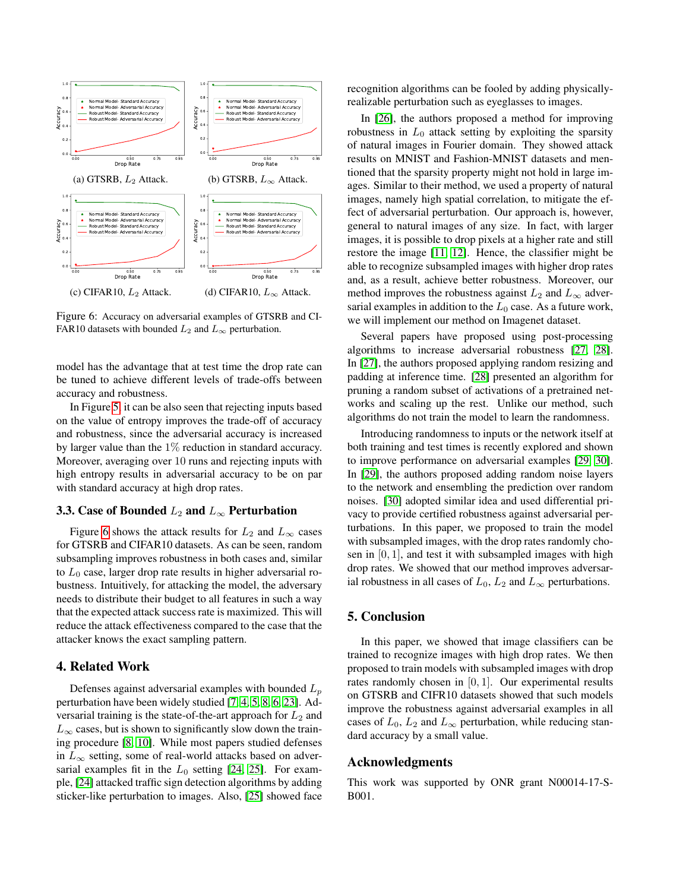(a) GTSRB, $L_2$ Attack.

(b) GTSRB, $L_\infty$ Attack.

(c) CIFAR10, $L_2$ Attack.

(d) CIFAR10, $L_\infty$ Attack.

Figure 6: Accuracy on adversarial examples of GTSRB and CIFAR10 datasets with bounded $L_2$ and $L_\infty$ perturbation.

model has the advantage that at test time the drop rate can be tuned to achieve different levels of trade-offs between accuracy and robustness.

In Figure 5, it can be also seen that rejecting inputs based on the value of entropy improves the trade-off of accuracy and robustness, since the adversarial accuracy is increased by larger value than the 1% reduction in standard accuracy. Moreover, averaging over 10 runs and rejecting inputs with high entropy results in adversarial accuracy to be on par with standard accuracy at high drop rates.

### 3.3. Case of Bounded $L_2$ and $L_\infty$ Perturbation

Figure 6 shows the attack results for $L_2$ and $L_\infty$ cases for GTSRB and CIFAR10 datasets. As can be seen, random subsampling improves robustness in both cases and, similar to $L_0$ case, larger drop rate results in higher adversarial robustness. Intuitively, for attacking the model, the adversary needs to distribute their budget to all features in such a way that the expected attack success rate is maximized. This will reduce the attack effectiveness compared to the case that the attacker knows the exact sampling pattern.

## 4. Related Work

Defenses against adversarial examples with bounded $L_p$ perturbation have been widely studied [7, 4, 5, 8, 6, 23]. Adversarial training is the state-of-the-art approach for $L_2$ and $L_\infty$ cases, but is shown to significantly slow down the training procedure [8, 10]. While most papers studied defenses in $L_\infty$ setting, some of real-world attacks based on adversarial examples fit in the $L_0$ setting [24, 25]. For example, [24] attacked traffic sign detection algorithms by adding sticker-like perturbation to images. Also, [25] showed face recognition algorithms can be fooled by adding physically-realizable perturbation such as eyeglasses to images.

In [26], the authors proposed a method for improving robustness in $L_0$ attack setting by exploiting the sparsity of natural images in Fourier domain. They showed attack results on MNIST and Fashion-MNIST datasets and mentioned that the sparsity property might not hold in large images. Similar to their method, we used a property of natural images, namely high spatial correlation, to mitigate the effect of adversarial perturbation. Our approach is, however, general to natural images of any size. In fact, with larger images, it is possible to drop pixels at a higher rate and still restore the image [11, 12]. Hence, the classifier might be able to recognize subsampled images with higher drop rates and, as a result, achieve better robustness. Moreover, our method improves the robustness against $L_2$ and $L_\infty$ adversarial examples in addition to the $L_0$ case. As a future work, we will implement our method on Imagenet dataset.

Several papers have proposed using post-processing algorithms to increase adversarial robustness [27, 28]. In [27], the authors proposed applying random resizing and padding at inference time. [28] presented an algorithm for pruning a random subset of activations of a pretrained networks and scaling up the rest. Unlike our method, such algorithms do not train the model to learn the randomness.

Introducing randomness to inputs or the network itself at both training and test times is recently explored and shown to improve performance on adversarial examples [29, 30]. In [29], the authors proposed adding random noise layers to the network and ensembling the prediction over random noises. [30] adopted similar idea and used differential privacy to provide certified robustness against adversarial perturbations. In this paper, we proposed to train the model with subsampled images, with the drop rates randomly chosen in $[0, 1]$, and test it with subsampled images with high drop rates. We showed that our method improves adversarial robustness in all cases of $L_0$, $L_2$ and $L_\infty$ perturbations.

## 5. Conclusion

In this paper, we showed that image classifiers can be trained to recognize images with high drop rates. We then proposed to train models with subsampled images with drop rates randomly chosen in $[0, 1]$. Our experimental results on GTSRB and CIFR10 datasets showed that such models improve the robustness against adversarial examples in all cases of $L_0$, $L_2$ and $L_\infty$ perturbation, while reducing standard accuracy by a small value.

## Acknowledgments

This work was supported by ONR grant N00014-17-S-B001.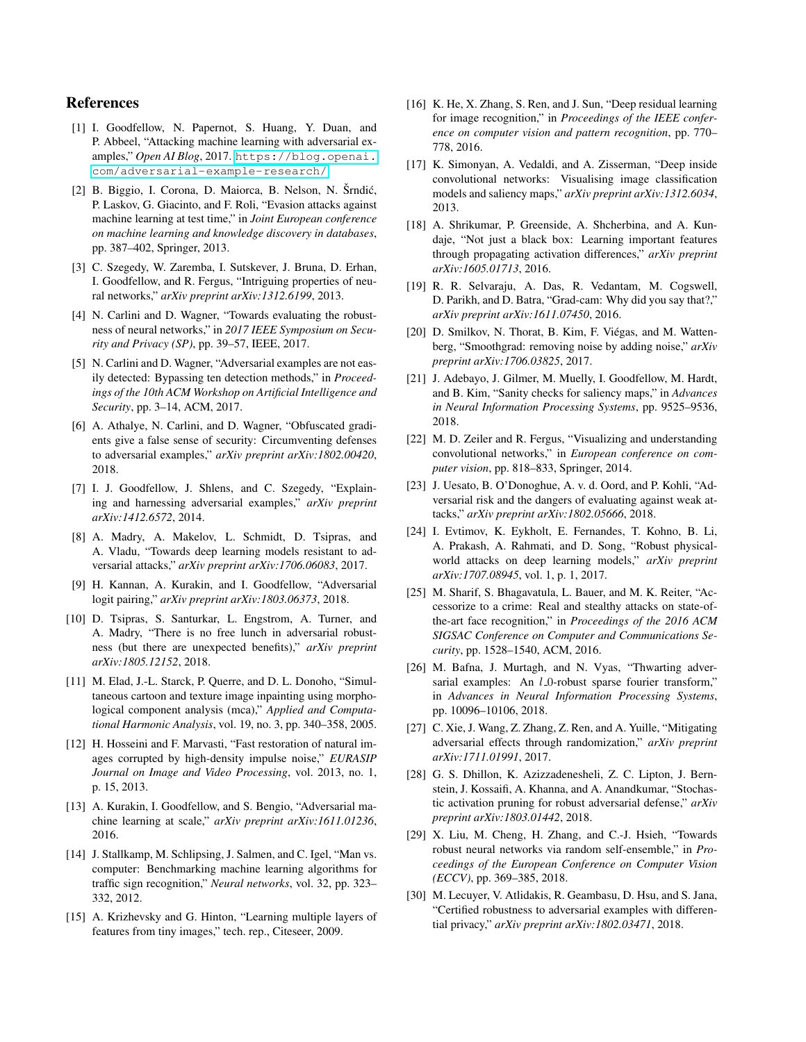## References

[1] I. Goodfellow, N. Papernot, S. Huang, Y. Duan, and P. Abbeel, "Attacking machine learning with adversarial examples," *Open AI Blog*, 2017. https://blog.openai.com/adversarial-example-research/

[2] B. Biggio, I. Corona, D. Maiorca, B. Nelson, N. Šrndić, P. Laskov, G. Giacinto, and F. Roli, "Evasion attacks against machine learning at test time," in *Joint European conference on machine learning and knowledge discovery in databases*, pp. 387–402, Springer, 2013.

[3] C. Szegedy, W. Zaremba, I. Sutskever, J. Bruna, D. Erhan, I. Goodfellow, and R. Fergus, "Intriguing properties of neural networks," *arXiv preprint arXiv:1312.6199*, 2013.

[4] N. Carlini and D. Wagner, "Towards evaluating the robustness of neural networks," in *2017 IEEE Symposium on Security and Privacy (SP)*, pp. 39–57, IEEE, 2017.

[5] N. Carlini and D. Wagner, "Adversarial examples are not easily detected: Bypassing ten detection methods," in *Proceedings of the 10th ACM Workshop on Artificial Intelligence and Security*, pp. 3–14, ACM, 2017.

[6] A. Athalye, N. Carlini, and D. Wagner, "Obfuscated gradients give a false sense of security: Circumventing defenses to adversarial examples," *arXiv preprint arXiv:1802.00420*, 2018.

[7] I. J. Goodfellow, J. Shlens, and C. Szegedy, "Explaining and harnessing adversarial examples," *arXiv preprint arXiv:1412.6572*, 2014.

[8] A. Madry, A. Makelov, L. Schmidt, D. Tsipras, and A. Vladu, "Towards deep learning models resistant to adversarial attacks," *arXiv preprint arXiv:1706.06083*, 2017.

[9] H. Kannan, A. Kurakin, and I. Goodfellow, "Adversarial logit pairing," *arXiv preprint arXiv:1803.06373*, 2018.

[10] D. Tsipras, S. Santurkar, L. Engstrom, A. Turner, and A. Madry, "There is no free lunch in adversarial robustness (but there are unexpected benefits)," *arXiv preprint arXiv:1805.12152*, 2018.

[11] M. Elad, J.-L. Starck, P. Querre, and D. L. Donoho, "Simultaneous cartoon and texture image inpainting using morphological component analysis (mca)," *Applied and Computational Harmonic Analysis*, vol. 19, no. 3, pp. 340–358, 2005.

[12] H. Hosseini and F. Marvasti, "Fast restoration of natural images corrupted by high-density impulse noise," *EURASIP Journal on Image and Video Processing*, vol. 2013, no. 1, p. 15, 2013.

[13] A. Kurakin, I. Goodfellow, and S. Bengio, "Adversarial machine learning at scale," *arXiv preprint arXiv:1611.01236*, 2016.

[14] J. Stallkamp, M. Schlipsing, J. Salmen, and C. Igel, "Man vs. computer: Benchmarking machine learning algorithms for traffic sign recognition," *Neural networks*, vol. 32, pp. 323–332, 2012.

[15] A. Krizhevsky and G. Hinton, "Learning multiple layers of features from tiny images," tech. rep., Citeseer, 2009.

[16] K. He, X. Zhang, S. Ren, and J. Sun, "Deep residual learning for image recognition," in *Proceedings of the IEEE conference on computer vision and pattern recognition*, pp. 770–778, 2016.

[17] K. Simonyan, A. Vedaldi, and A. Zisserman, "Deep inside convolutional networks: Visualising image classification models and saliency maps," *arXiv preprint arXiv:1312.6034*, 2013.

[18] A. Shrikumar, P. Greenside, A. Shcherbina, and A. Kundaje, "Not just a black box: Learning important features through propagating activation differences," *arXiv preprint arXiv:1605.01713*, 2016.

[19] R. R. Selvaraju, A. Das, R. Vedantam, M. Cogswell, D. Parikh, and D. Batra, "Grad-cam: Why did you say that?," *arXiv preprint arXiv:1611.07450*, 2016.

[20] D. Smilkov, N. Thorat, B. Kim, F. Viégas, and M. Wattenberg, "Smoothgrad: removing noise by adding noise," *arXiv preprint arXiv:1706.03825*, 2017.

[21] J. Adebayo, J. Gilmer, M. Muelly, I. Goodfellow, M. Hardt, and B. Kim, "Sanity checks for saliency maps," in *Advances in Neural Information Processing Systems*, pp. 9525–9536, 2018.

[22] M. D. Zeiler and R. Fergus, "Visualizing and understanding convolutional networks," in *European conference on computer vision*, pp. 818–833, Springer, 2014.

[23] J. Uesato, B. O'Donoghue, A. v. d. Oord, and P. Kohli, "Adversarial risk and the dangers of evaluating against weak attacks," *arXiv preprint arXiv:1802.05666*, 2018.

[24] I. Evtimov, K. Eykholt, E. Fernandes, T. Kohno, B. Li, A. Prakash, A. Rahmati, and D. Song, "Robust physical-world attacks on deep learning models," *arXiv preprint arXiv:1707.08945*, vol. 1, p. 1, 2017.

[25] M. Sharif, S. Bhagavatula, L. Bauer, and M. K. Reiter, "Accessorize to a crime: Real and stealthy attacks on state-of-the-art face recognition," in *Proceedings of the 2016 ACM SIGSAC Conference on Computer and Communications Security*, pp. 1528–1540, ACM, 2016.

[26] M. Bafna, J. Murtagh, and N. Vyas, "Thwarting adversarial examples: An $l\_0$-robust sparse fourier transform," in *Advances in Neural Information Processing Systems*, pp. 10096–10106, 2018.

[27] C. Xie, J. Wang, Z. Zhang, Z. Ren, and A. Yuille, "Mitigating adversarial effects through randomization," *arXiv preprint arXiv:1711.01991*, 2017.

[28] G. S. Dhillon, K. Azizzadenesheli, Z. C. Lipton, J. Bernstein, J. Kossaifi, A. Khanna, and A. Anandkumar, "Stochastic activation pruning for robust adversarial defense," *arXiv preprint arXiv:1803.01442*, 2018.

[29] X. Liu, M. Cheng, H. Zhang, and C.-J. Hsieh, "Towards robust neural networks via random self-ensemble," in *Proceedings of the European Conference on Computer Vision (ECCV)*, pp. 369–385, 2018.

[30] M. Lecuyer, V. Atlidakis, R. Geambasu, D. Hsu, and S. Jana, "Certified robustness to adversarial examples with differential privacy," *arXiv preprint arXiv:1802.03471*, 2018.